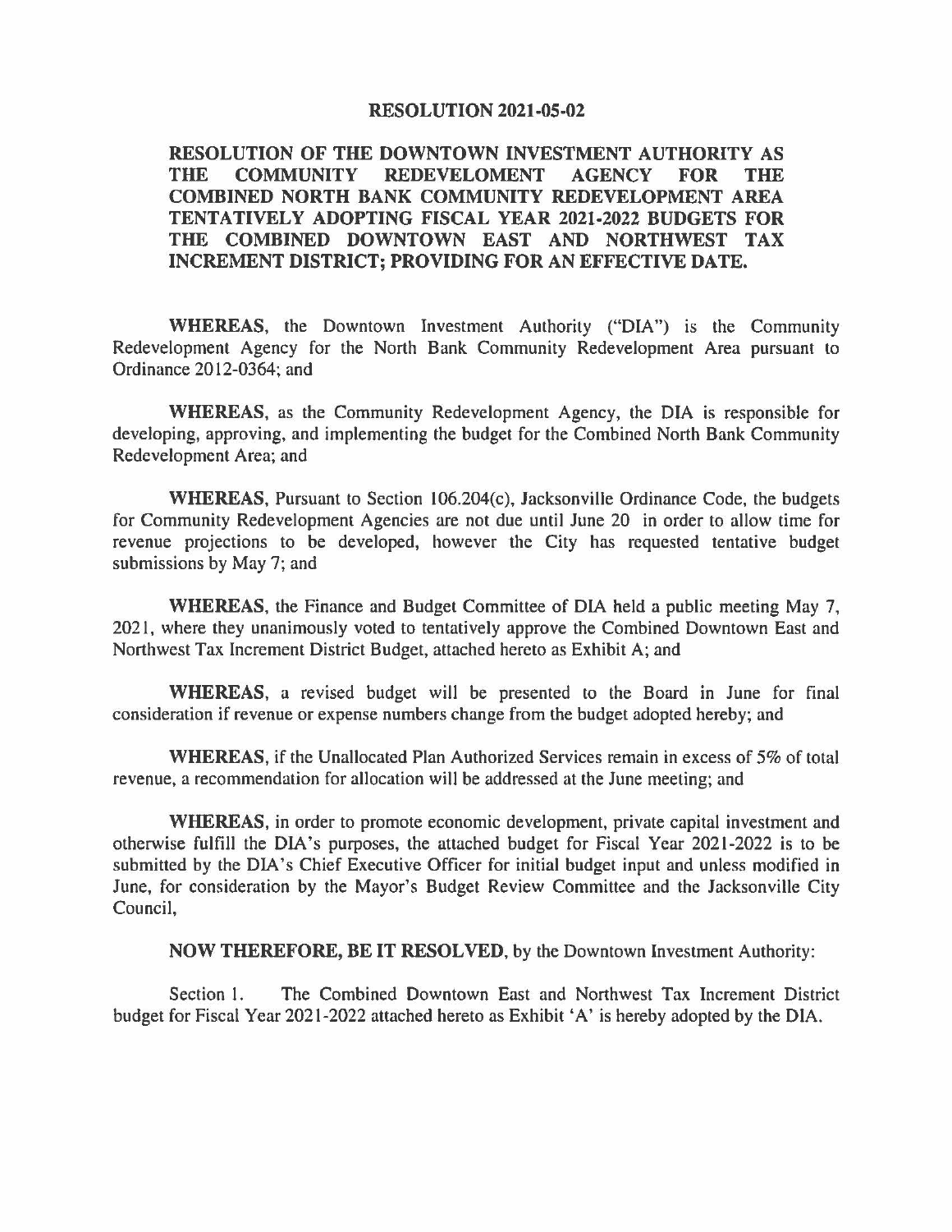# RESOLUTION 2021-05-02

## RESOLUTION OF THE DOWNTOWN INVESTMENT AUTHORITY AS THE COMMUNITY REDEVELOMENT AGENCY FOR THE COMBINED NORTH BANK COMMUNITY REDEVELOPMENT AREA TENTATIVELY ADOPTING FISCAL YEAR 2021-2022 BUDGETS FOR THE COMBINED DOWNTOWN EAST AND NORTHWEST TAX INCREMENT DISTRICT; PROVIDING FOR AN EFFECTIVE DATE.

**WHEREAS**, the Downtown Investment Authority ("DIA") is the Community Redevelopment Agency for the North Bank Community Redevelopment Area pursuant to Ordinance 2012-0364; and

**WHEREAS**, as the Community Redevelopment Agency, the DIA is responsible for developing, approving, and implementing the budget for the Combined North Bank Community Redevelopment Area; and

**WHEREAS**, Pursuant to Section 106.204(c), Jacksonville Ordinance Code, the budgets for Community Redevelopment Agencies are not due until June 20 in order to allow time for revenue projections to be developed, however the City has requested tentative budget submissions by May 7; and

**WHEREAS**, the Finance and Budget Committee of DIA held a public meeting May 7, 2021, where they unanimously voted to tentatively approve the Combined Downtown East and Northwest Tax Increment District Budget, attached hereto as Exhibit A; and

**WHEREAS**, a revised budget will be presented to the Board in June for final consideration if revenue or expense numbers change from the budget adopted hereby; and

**WHEREAS**, if the Unallocated Plan Authorized Services remain in excess of 5% of total revenue, a recommendation for allocation will be addressed at the June meeting; and

**WHEREAS**, in order to promote economic development, private capital investment and otherwise fulfill the DIA's purposes, the attached budget for Fiscal Year 2021-2022 is to be submitted by the DIA's Chief Executive Officer for initial budget input and unless modified in June, for consideration by the Mayor's Budget Review Committee and the Jacksonville City Council,

**NOW THEREFORE, BE IT RESOLVED**, by the Downtown Investment Authority:

Section 1. The Combined Downtown East and Northwest Tax Increment District budget for Fiscal Year 2021-2022 attached hereto as Exhibit 'A' is hereby adopted by the DIA.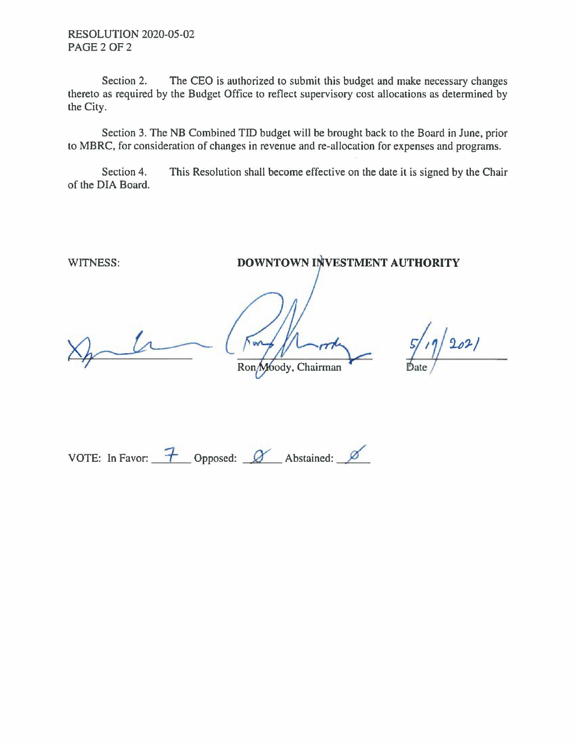RESOLUTION 2020-05-02

Section 2. The CEO is authorized to submit this budget and make necessary changes thereto as required by the Budget Office to reflect supervisory cost allocations as determined by the City.

Section 3. The NB Combined TID budget will be brought back to the Board in June, prior to MBRC, for consideration of changes in revenue and re-allocation for expenses and programs.

Section 4. This Resolution shall become effective on the date it is signed by the Chair of the DIA Board.

WITNESS: **DOWNTOWN INVESTMENT AUTHORITY**

Ron Moody, Chairman

5/19/2021
Date

VOTE: In Favor: 7 Opposed: Ø Abstained: Ø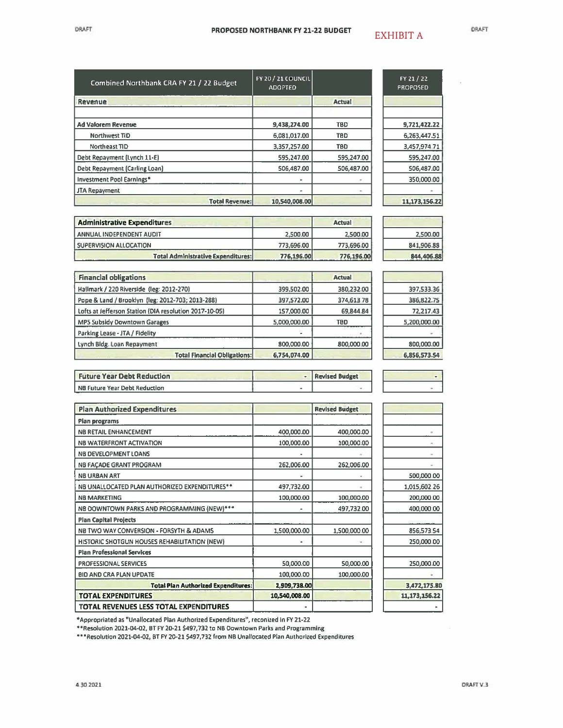DRAFT

# PROPOSED NORTHBANK FY 21-22 BUDGET

EXHIBIT A

DRAFT

| Combined Northbank CRA FY 21 / 22 Budget | FY 20 / 21 COUNCIL ADOPTED | | FY 21 / 22 PROPOSED |
|---|---|---|---|
| **Revenue** | | Actual | |
| | | | |
| Ad Valorem Revenue | 9,438,274.00 | TBD | 9,721,422.22 |
| Northwest TID | 6,081,017.00 | TBD | 6,263,447.51 |
| Northeast TID | 3,357,257.00 | TBD | 3,457,974.71 |
| Debt Repayment (Lynch 11-E) | 595,247.00 | 595,247.00 | 595,247.00 |
| Debt Repayment (Carling Loan) | 506,487.00 | 506,487.00 | 506,487.00 |
| Investment Pool Earnings* | - | - | 350,000.00 |
| JTA Repayment | - | - | - |
| **Total Revenue:** | **10,540,008.00** | | **11,173,156.22** |
| **Administrative Expenditures** | | Actual | |
| ANNUAL INDEPENDENT AUDIT | 2,500.00 | 2,500.00 | 2,500.00 |
| SUPERVISION ALLOCATION | 773,696.00 | 773,696.00 | 841,906.88 |
| **Total Administrative Expenditures:** | **776,196.00** | **776,196.00** | **844,406.88** |
| **Financial obligations** | | Actual | |
| Hallmark / 220 Riverside (leg: 2012-270) | 399,502.00 | 380,232.00 | 397,533.36 |
| Pope & Land / Brooklyn (leg: 2012-703; 2013-288) | 397,572.00 | 374,613.78 | 386,822.75 |
| Lofts at Jefferson Station (DIA resolution 2017-10-05) | 157,000.00 | 69,844.84 | 72,217.43 |
| MPS Subsidy Downtown Garages | 5,000,000.00 | TBD | 5,200,000.00 |
| Parking Lease - JTA / Fidelity | - | - | - |
| Lynch Bldg. Loan Repayment | 800,000.00 | 800,000.00 | 800,000.00 |
| **Total Financial Obligations:** | **6,754,074.00** | | **6,856,573.54** |
| **Future Year Debt Reduction** | - | Revised Budget | - |
| NB Future Year Debt Reduction | - | - | - |
| **Plan Authorized Expenditures** | | Revised Budget | |
| **Plan programs** | | | |
| NB RETAIL ENHANCEMENT | 400,000.00 | 400,000.00 | - |
| NB WATERFRONT ACTIVATION | 100,000.00 | 100,000.00 | - |
| NB DEVELOPMENT LOANS | - | - | - |
| NB FAÇADE GRANT PROGRAM | 262,006.00 | 262,006.00 | - |
| NB URBAN ART | - | - | 500,000.00 |
| NB UNALLOCATED PLAN AUTHORIZED EXPENDITURES** | 497,732.00 | - | 1,015,602.26 |
| NB MARKETING | 100,000.00 | 100,000.00 | 200,000.00 |
| NB DOWNTOWN PARKS AND PROGRAMMING (NEW)*** | - | 497,732.00 | 400,000.00 |
| **Plan Capital Projects** | | | |
| NB TWO WAY CONVERSION - FORSYTH & ADAMS | 1,500,000.00 | 1,500,000.00 | 856,573.54 |
| HISTORIC SHOTGUN HOUSES REHABILITATION (NEW) | - | - | 250,000.00 |
| **Plan Professional Services** | | | |
| PROFESSIONAL SERVICES | 50,000.00 | 50,000.00 | 250,000.00 |
| BID AND CRA PLAN UPDATE | 100,000.00 | 100,000.00 | - |
| **Total Plan Authorized Expenditures:** | **2,909,738.00** | | **3,472,175.80** |
| **TOTAL EXPENDITURES** | **10,540,008.00** | | **11,173,156.22** |
| **TOTAL REVENUES LESS TOTAL EXPENDITURES** | - | | - |

*Appropriated as "Unallocated Plan Authorized Expenditures", reconized in FY 21-22

**Resolution 2021-04-02, BT FY 20-21 $497,732 to NB Downtown Parks and Programming

***Resolution 2021-04-02, BT FY 20-21 $497,732 from NB Unallocated Plan Authorized Expenditures

4.30.2021

DRAFT V.3